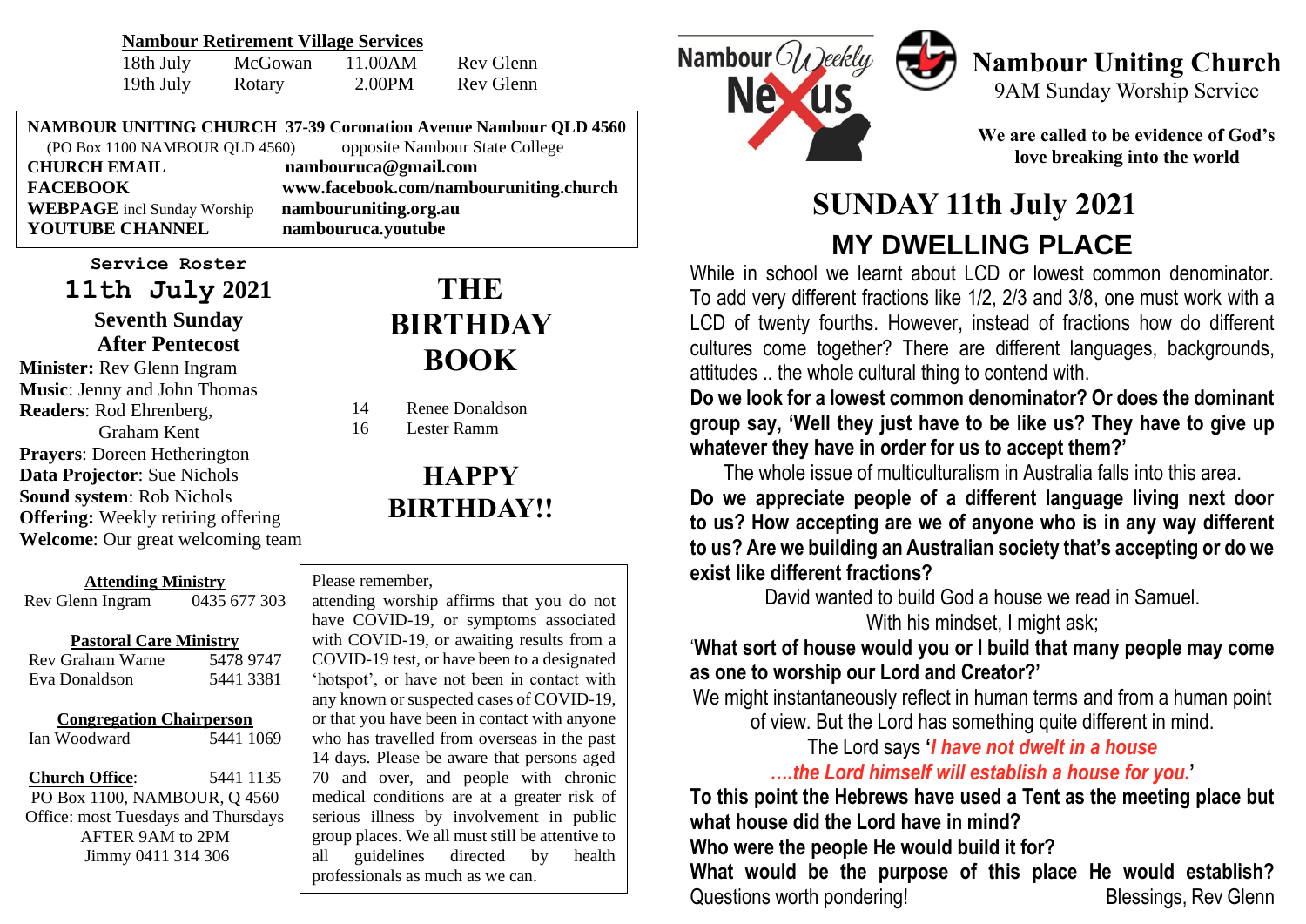**Nambour Retirement Village Services**

| | | | |
|---|---|---|---|
| 18th July | McGowan | 11.00AM | Rev Glenn |
| 19th July | Rotary | 2.00PM | Rev Glenn |

**NAMBOUR UNITING CHURCH 37-39 Coronation Avenue Nambour QLD 4560**
(PO Box 1100 NAMBOUR QLD 4560) opposite Nambour State College

| | |
|---|---|
| **CHURCH EMAIL** | **nambouruca@gmail.com** |
| **FACEBOOK** | **www.facebook.com/nambouruniting.church** |
| **WEBPAGE** incl Sunday Worship | **nambouruniting.org.au** |
| **YOUTUBE CHANNEL** | **nambouruca.youtube** |

**Service Roster**

## 11th July 2021

**Seventh Sunday After Pentecost**

**Minister:** Rev Glenn Ingram
**Music**: Jenny and John Thomas
**Readers**: Rod Ehrenberg, Graham Kent
**Prayers**: Doreen Hetherington
**Data Projector**: Sue Nichols
**Sound system**: Rob Nichols
**Offering:** Weekly retiring offering
**Welcome**: Our great welcoming team

## THE BIRTHDAY BOOK

14 Renee Donaldson
16 Lester Ramm

## HAPPY BIRTHDAY!!

**Attending Ministry**
Rev Glenn Ingram 0435 677 303

**Pastoral Care Ministry**
Rev Graham Warne 5478 9747
Eva Donaldson 5441 3381

**Congregation Chairperson**
Ian Woodward 5441 1069

**Church Office**: 5441 1135
PO Box 1100, NAMBOUR, Q 4560
Office: most Tuesdays and Thursdays AFTER 9AM to 2PM
Jimmy 0411 314 306

Please remember,
attending worship affirms that you do not have COVID-19, or symptoms associated with COVID-19, or awaiting results from a COVID-19 test, or have been to a designated 'hotspot', or have not been in contact with any known or suspected cases of COVID-19, or that you have been in contact with anyone who has travelled from overseas in the past 14 days. Please be aware that persons aged 70 and over, and people with chronic medical conditions are at a greater risk of serious illness by involvement in public group places. We all must still be attentive to all guidelines directed by health professionals as much as we can.

Nambour Weekly Nexus

# Nambour Uniting Church

9AM Sunday Worship Service

**We are called to be evidence of God's love breaking into the world**

# SUNDAY 11th July 2021

## MY DWELLING PLACE

While in school we learnt about LCD or lowest common denominator. To add very different fractions like 1/2, 2/3 and 3/8, one must work with a LCD of twenty fourths. However, instead of fractions how do different cultures come together? There are different languages, backgrounds, attitudes .. the whole cultural thing to contend with.

**Do we look for a lowest common denominator? Or does the dominant group say, 'Well they just have to be like us? They have to give up whatever they have in order for us to accept them?'**

The whole issue of multiculturalism in Australia falls into this area.

**Do we appreciate people of a different language living next door to us? How accepting are we of anyone who is in any way different to us? Are we building an Australian society that's accepting or do we exist like different fractions?**

David wanted to build God a house we read in Samuel.
With his mindset, I might ask;

'**What sort of house would you or I build that many people may come as one to worship our Lord and Creator?'**

We might instantaneously reflect in human terms and from a human point of view. But the Lord has something quite different in mind.

The Lord says **'*I have not dwelt in a house ….the Lord himself will establish a house for you.*'**

**To this point the Hebrews have used a Tent as the meeting place but what house did the Lord have in mind?**
**Who were the people He would build it for?**
**What would be the purpose of this place He would establish?**
Questions worth pondering! Blessings, Rev Glenn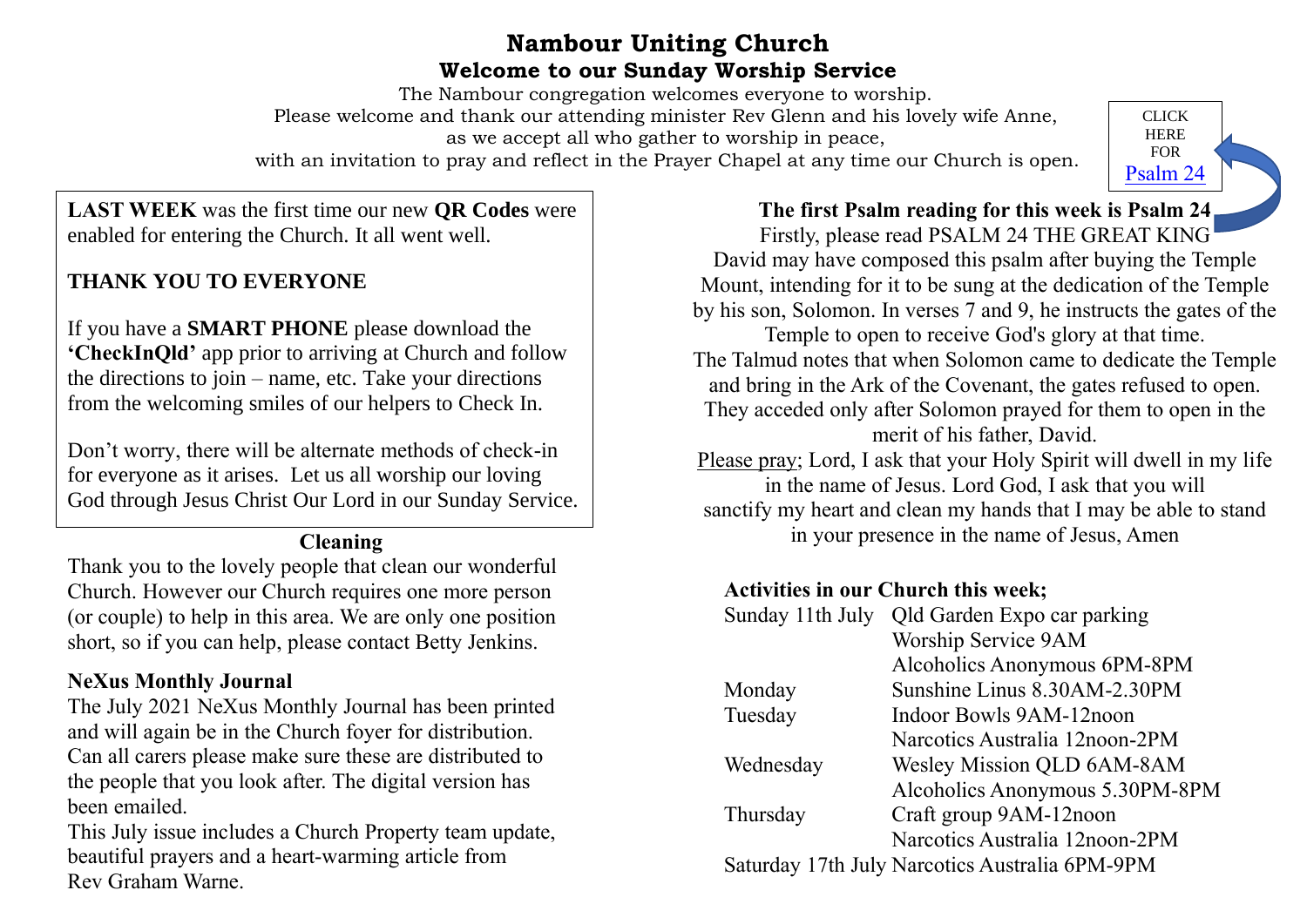# Nambour Uniting Church

## Welcome to our Sunday Worship Service

The Nambour congregation welcomes everyone to worship.
Please welcome and thank our attending minister Rev Glenn and his lovely wife Anne,
as we accept all who gather to worship in peace,
with an invitation to pray and reflect in the Prayer Chapel at any time our Church is open.

CLICK HERE FOR Psalm 24

**LAST WEEK** was the first time our new **QR Codes** were enabled for entering the Church. It all went well.

**THANK YOU TO EVERYONE**

If you have a **SMART PHONE** please download the **'CheckInQld'** app prior to arriving at Church and follow the directions to join – name, etc. Take your directions from the welcoming smiles of our helpers to Check In.

Don't worry, there will be alternate methods of check-in for everyone as it arises. Let us all worship our loving God through Jesus Christ Our Lord in our Sunday Service.

### Cleaning

Thank you to the lovely people that clean our wonderful Church. However our Church requires one more person (or couple) to help in this area. We are only one position short, so if you can help, please contact Betty Jenkins.

### NeXus Monthly Journal

The July 2021 NeXus Monthly Journal has been printed and will again be in the Church foyer for distribution. Can all carers please make sure these are distributed to the people that you look after. The digital version has been emailed.
This July issue includes a Church Property team update, beautiful prayers and a heart-warming article from Rev Graham Warne.

### The first Psalm reading for this week is Psalm 24

Firstly, please read PSALM 24 THE GREAT KING
David may have composed this psalm after buying the Temple Mount, intending for it to be sung at the dedication of the Temple by his son, Solomon. In verses 7 and 9, he instructs the gates of the Temple to open to receive God's glory at that time.
The Talmud notes that when Solomon came to dedicate the Temple and bring in the Ark of the Covenant, the gates refused to open. They acceded only after Solomon prayed for them to open in the merit of his father, David.
Please pray; Lord, I ask that your Holy Spirit will dwell in my life in the name of Jesus. Lord God, I ask that you will sanctify my heart and clean my hands that I may be able to stand in your presence in the name of Jesus, Amen

### Activities in our Church this week;

| | |
|---|---|
| Sunday 11th July | Qld Garden Expo car parking |
| | Worship Service 9AM |
| | Alcoholics Anonymous 6PM-8PM |
| Monday | Sunshine Linus 8.30AM-2.30PM |
| Tuesday | Indoor Bowls 9AM-12noon |
| | Narcotics Australia 12noon-2PM |
| Wednesday | Wesley Mission QLD 6AM-8AM |
| | Alcoholics Anonymous 5.30PM-8PM |
| Thursday | Craft group 9AM-12noon |
| | Narcotics Australia 12noon-2PM |
| Saturday 17th July | Narcotics Australia 6PM-9PM |